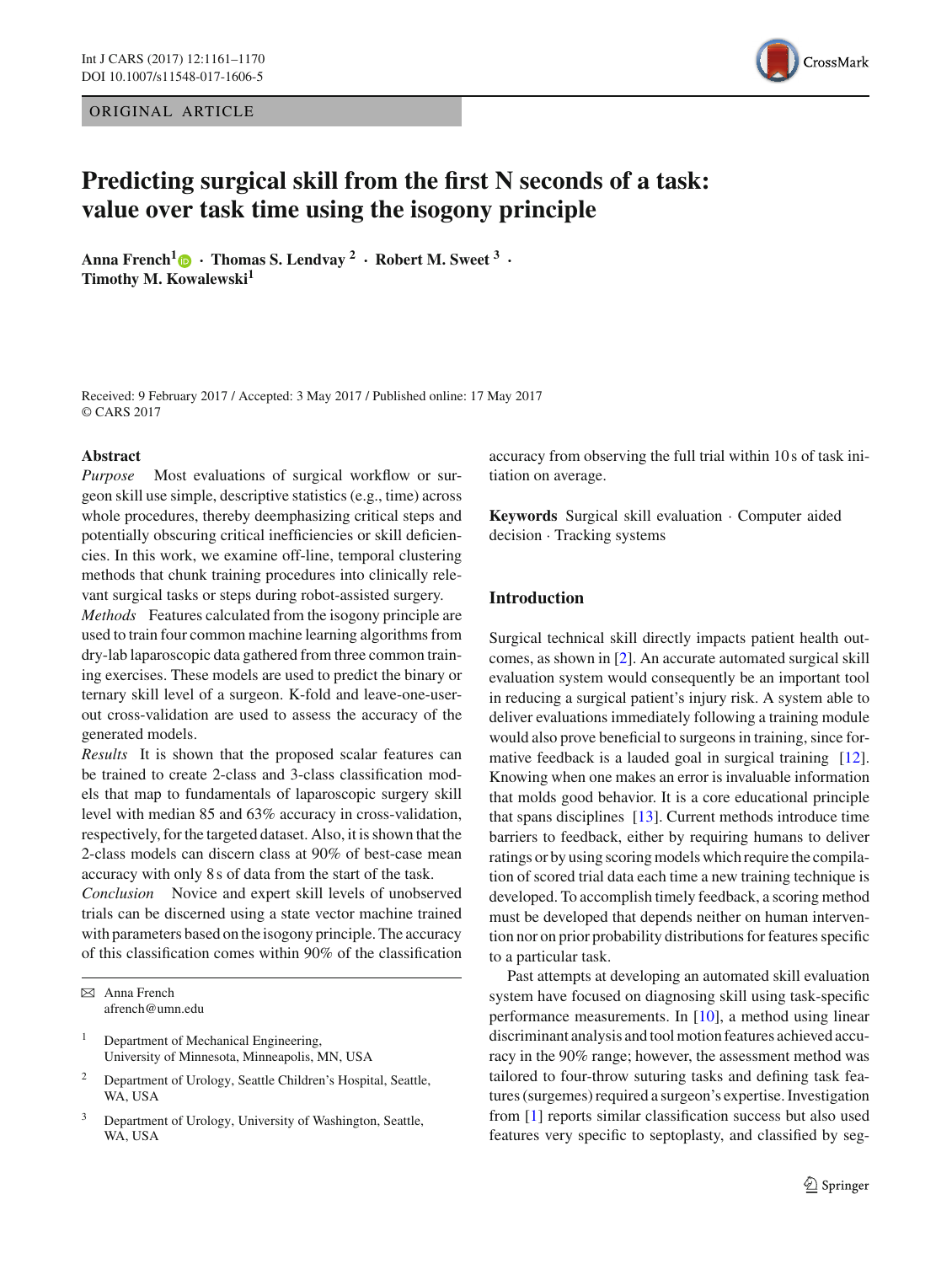ORIGINAL ARTICLE

# Predicting surgical skill from the first N seconds of a task: value over task time using the isogony principle

**Anna French[1] · Thomas S. Lendvay[2] · Robert M. Sweet[3] · Timothy M. Kowalewski[1]**

Received: 9 February 2017 / Accepted: 3 May 2017 / Published online: 17 May 2017
© CARS 2017

**Abstract**

*Purpose* Most evaluations of surgical workflow or surgeon skill use simple, descriptive statistics (e.g., time) across whole procedures, thereby deemphasizing critical steps and potentially obscuring critical inefficiencies or skill deficiencies. In this work, we examine off-line, temporal clustering methods that chunk training procedures into clinically relevant surgical tasks or steps during robot-assisted surgery.

*Methods* Features calculated from the isogony principle are used to train four common machine learning algorithms from dry-lab laparoscopic data gathered from three common training exercises. These models are used to predict the binary or ternary skill level of a surgeon. K-fold and leave-one-user-out cross-validation are used to assess the accuracy of the generated models.

*Results* It is shown that the proposed scalar features can be trained to create 2-class and 3-class classification models that map to fundamentals of laparoscopic surgery skill level with median 85 and 63% accuracy in cross-validation, respectively, for the targeted dataset. Also, it is shown that the 2-class models can discern class at 90% of best-case mean accuracy with only 8 s of data from the start of the task.

*Conclusion* Novice and expert skill levels of unobserved trials can be discerned using a state vector machine trained with parameters based on the isogony principle. The accuracy of this classification comes within 90% of the classification accuracy from observing the full trial within 10 s of task initiation on average.

**Keywords** Surgical skill evaluation · Computer aided decision · Tracking systems

✉ Anna French
afrench@umn.edu

[1] Department of Mechanical Engineering, University of Minnesota, Minneapolis, MN, USA

[2] Department of Urology, Seattle Children's Hospital, Seattle, WA, USA

[3] Department of Urology, University of Washington, Seattle, WA, USA

## Introduction

Surgical technical skill directly impacts patient health outcomes, as shown in [2]. An accurate automated surgical skill evaluation system would consequently be an important tool in reducing a surgical patient's injury risk. A system able to deliver evaluations immediately following a training module would also prove beneficial to surgeons in training, since formative feedback is a lauded goal in surgical training [12]. Knowing when one makes an error is invaluable information that molds good behavior. It is a core educational principle that spans disciplines [13]. Current methods introduce time barriers to feedback, either by requiring humans to deliver ratings or by using scoring models which require the compilation of scored trial data each time a new training technique is developed. To accomplish timely feedback, a scoring method must be developed that depends neither on human intervention nor on prior probability distributions for features specific to a particular task.

Past attempts at developing an automated skill evaluation system have focused on diagnosing skill using task-specific performance measurements. In [10], a method using linear discriminant analysis and tool motion features achieved accuracy in the 90% range; however, the assessment method was tailored to four-throw suturing tasks and defining task features (surgemes) required a surgeon's expertise. Investigation from [1] reports similar classification success but also used features very specific to septoplasty, and classified by seg-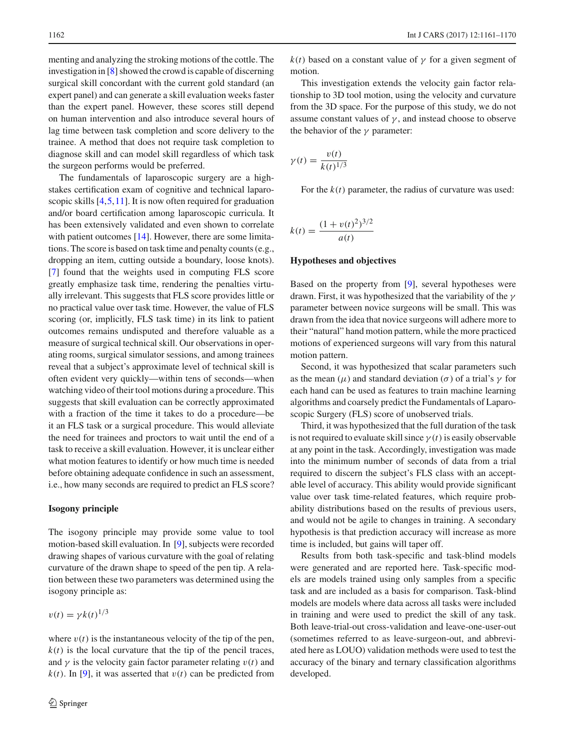menting and analyzing the stroking motions of the cottle. The investigation in [8] showed the crowd is capable of discerning surgical skill concordant with the current gold standard (an expert panel) and can generate a skill evaluation weeks faster than the expert panel. However, these scores still depend on human intervention and also introduce several hours of lag time between task completion and score delivery to the trainee. A method that does not require task completion to diagnose skill and can model skill regardless of which task the surgeon performs would be preferred.

The fundamentals of laparoscopic surgery are a high-stakes certification exam of cognitive and technical laparoscopic skills [4,5,11]. It is now often required for graduation and/or board certification among laparoscopic curricula. It has been extensively validated and even shown to correlate with patient outcomes [14]. However, there are some limitations. The score is based on task time and penalty counts (e.g., dropping an item, cutting outside a boundary, loose knots). [7] found that the weights used in computing FLS score greatly emphasize task time, rendering the penalties virtually irrelevant. This suggests that FLS score provides little or no practical value over task time. However, the value of FLS scoring (or, implicitly, FLS task time) in its link to patient outcomes remains undisputed and therefore valuable as a measure of surgical technical skill. Our observations in operating rooms, surgical simulator sessions, and among trainees reveal that a subject's approximate level of technical skill is often evident very quickly—within tens of seconds—when watching video of their tool motions during a procedure. This suggests that skill evaluation can be correctly approximated with a fraction of the time it takes to do a procedure—be it an FLS task or a surgical procedure. This would alleviate the need for trainees and proctors to wait until the end of a task to receive a skill evaluation. However, it is unclear either what motion features to identify or how much time is needed before obtaining adequate confidence in such an assessment, i.e., how many seconds are required to predict an FLS score?

## Isogony principle

The isogony principle may provide some value to tool motion-based skill evaluation. In [9], subjects were recorded drawing shapes of various curvature with the goal of relating curvature of the drawn shape to speed of the pen tip. A relation between these two parameters was determined using the isogony principle as:

$$v(t) = \gamma k(t)^{1/3}$$

where $v(t)$ is the instantaneous velocity of the tip of the pen, $k(t)$ is the local curvature that the tip of the pencil traces, and $\gamma$ is the velocity gain factor parameter relating $v(t)$ and $k(t)$. In [9], it was asserted that $v(t)$ can be predicted from $k(t)$ based on a constant value of $\gamma$ for a given segment of motion.

This investigation extends the velocity gain factor relationship to 3D tool motion, using the velocity and curvature from the 3D space. For the purpose of this study, we do not assume constant values of $\gamma$, and instead choose to observe the behavior of the $\gamma$ parameter:

$$\gamma(t) = \frac{v(t)}{k(t)^{1/3}}$$

For the $k(t)$ parameter, the radius of curvature was used:

$$k(t) = \frac{(1 + v(t)^2)^{3/2}}{a(t)}$$

## Hypotheses and objectives

Based on the property from [9], several hypotheses were drawn. First, it was hypothesized that the variability of the $\gamma$ parameter between novice surgeons will be small. This was drawn from the idea that novice surgeons will adhere more to their "natural" hand motion pattern, while the more practiced motions of experienced surgeons will vary from this natural motion pattern.

Second, it was hypothesized that scalar parameters such as the mean ($\mu$) and standard deviation ($\sigma$) of a trial's $\gamma$ for each hand can be used as features to train machine learning algorithms and coarsely predict the Fundamentals of Laparoscopic Surgery (FLS) score of unobserved trials.

Third, it was hypothesized that the full duration of the task is not required to evaluate skill since $\gamma(t)$ is easily observable at any point in the task. Accordingly, investigation was made into the minimum number of seconds of data from a trial required to discern the subject's FLS class with an acceptable level of accuracy. This ability would provide significant value over task time-related features, which require probability distributions based on the results of previous users, and would not be agile to changes in training. A secondary hypothesis is that prediction accuracy will increase as more time is included, but gains will taper off.

Results from both task-specific and task-blind models were generated and are reported here. Task-specific models are models trained using only samples from a specific task and are included as a basis for comparison. Task-blind models are models where data across all tasks were included in training and were used to predict the skill of any task. Both leave-trial-out cross-validation and leave-one-user-out (sometimes referred to as leave-surgeon-out, and abbreviated here as LOUO) validation methods were used to test the accuracy of the binary and ternary classification algorithms developed.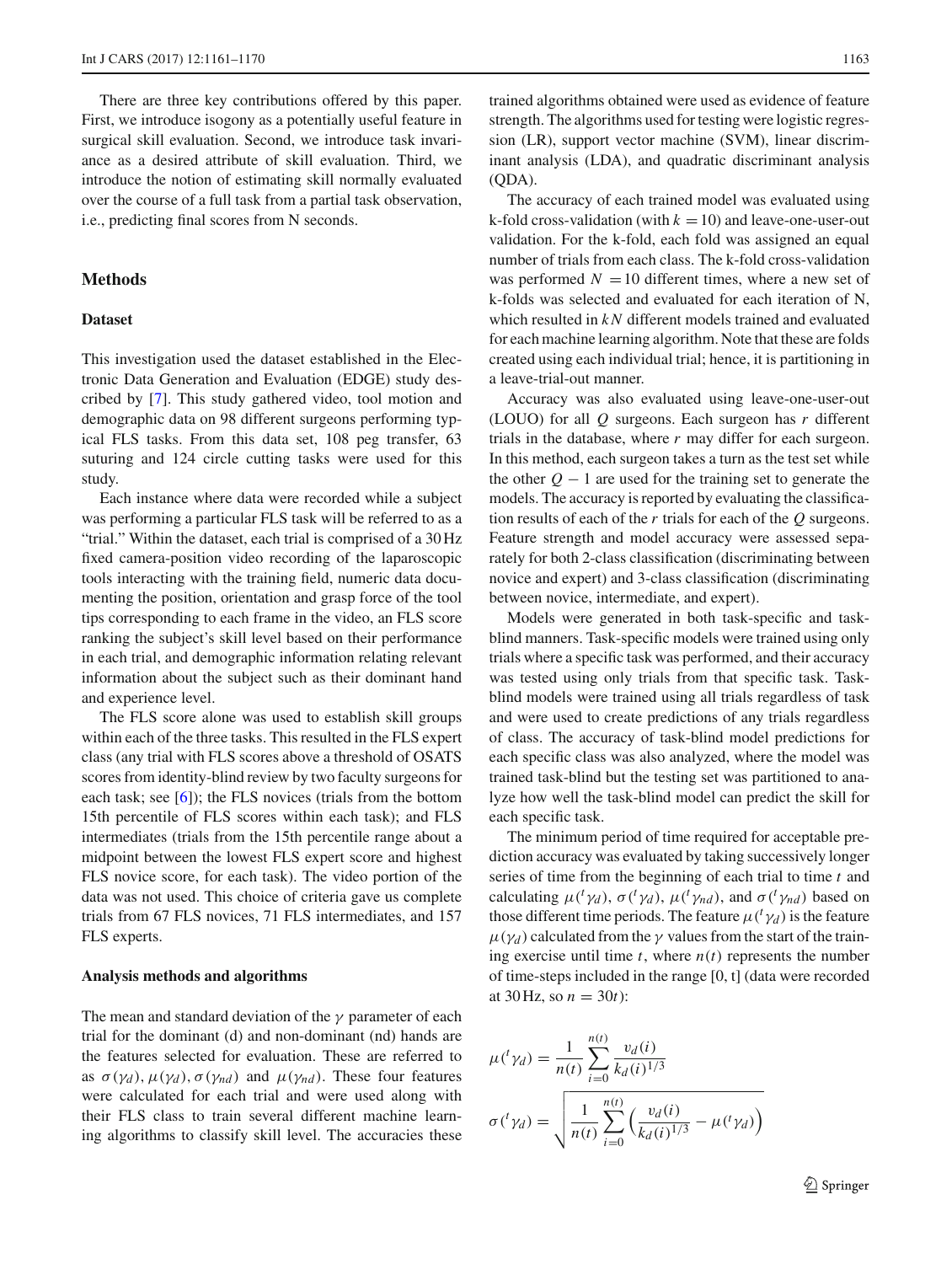There are three key contributions offered by this paper. First, we introduce isogony as a potentially useful feature in surgical skill evaluation. Second, we introduce task invariance as a desired attribute of skill evaluation. Third, we introduce the notion of estimating skill normally evaluated over the course of a full task from a partial task observation, i.e., predicting final scores from N seconds.

## Methods

### Dataset

This investigation used the dataset established in the Electronic Data Generation and Evaluation (EDGE) study described by [7]. This study gathered video, tool motion and demographic data on 98 different surgeons performing typical FLS tasks. From this data set, 108 peg transfer, 63 suturing and 124 circle cutting tasks were used for this study.

Each instance where data were recorded while a subject was performing a particular FLS task will be referred to as a "trial." Within the dataset, each trial is comprised of a 30 Hz fixed camera-position video recording of the laparoscopic tools interacting with the training field, numeric data documenting the position, orientation and grasp force of the tool tips corresponding to each frame in the video, an FLS score ranking the subject's skill level based on their performance in each trial, and demographic information relating relevant information about the subject such as their dominant hand and experience level.

The FLS score alone was used to establish skill groups within each of the three tasks. This resulted in the FLS expert class (any trial with FLS scores above a threshold of OSATS scores from identity-blind review by two faculty surgeons for each task; see [6]); the FLS novices (trials from the bottom 15th percentile of FLS scores within each task); and FLS intermediates (trials from the 15th percentile range about a midpoint between the lowest FLS expert score and highest FLS novice score, for each task). The video portion of the data was not used. This choice of criteria gave us complete trials from 67 FLS novices, 71 FLS intermediates, and 157 FLS experts.

### Analysis methods and algorithms

The mean and standard deviation of the $\gamma$ parameter of each trial for the dominant (d) and non-dominant (nd) hands are the features selected for evaluation. These are referred to as $\sigma(\gamma_d)$, $\mu(\gamma_d)$, $\sigma(\gamma_{nd})$ and $\mu(\gamma_{nd})$. These four features were calculated for each trial and were used along with their FLS class to train several different machine learning algorithms to classify skill level. The accuracies these trained algorithms obtained were used as evidence of feature strength. The algorithms used for testing were logistic regression (LR), support vector machine (SVM), linear discriminant analysis (LDA), and quadratic discriminant analysis (QDA).

The accuracy of each trained model was evaluated using k-fold cross-validation (with $k = 10$) and leave-one-user-out validation. For the k-fold, each fold was assigned an equal number of trials from each class. The k-fold cross-validation was performed $N = 10$ different times, where a new set of k-folds was selected and evaluated for each iteration of N, which resulted in $kN$ different models trained and evaluated for each machine learning algorithm. Note that these are folds created using each individual trial; hence, it is partitioning in a leave-trial-out manner.

Accuracy was also evaluated using leave-one-user-out (LOUO) for all $Q$ surgeons. Each surgeon has $r$ different trials in the database, where $r$ may differ for each surgeon. In this method, each surgeon takes a turn as the test set while the other $Q - 1$ are used for the training set to generate the models. The accuracy is reported by evaluating the classification results of each of the $r$ trials for each of the $Q$ surgeons. Feature strength and model accuracy were assessed separately for both 2-class classification (discriminating between novice and expert) and 3-class classification (discriminating between novice, intermediate, and expert).

Models were generated in both task-specific and task-blind manners. Task-specific models were trained using only trials where a specific task was performed, and their accuracy was tested using only trials from that specific task. Task-blind models were trained using all trials regardless of task and were used to create predictions of any trials regardless of class. The accuracy of task-blind model predictions for each specific class was also analyzed, where the model was trained task-blind but the testing set was partitioned to analyze how well the task-blind model can predict the skill for each specific task.

The minimum period of time required for acceptable prediction accuracy was evaluated by taking successively longer series of time from the beginning of each trial to time $t$ and calculating $\mu({}^t\gamma_d)$, $\sigma({}^t\gamma_d)$, $\mu({}^t\gamma_{nd})$, and $\sigma({}^t\gamma_{nd})$ based on those different time periods. The feature $\mu({}^t\gamma_d)$ is the feature $\mu(\gamma_d)$ calculated from the $\gamma$ values from the start of the training exercise until time $t$, where $n(t)$ represents the number of time-steps included in the range [0, t] (data were recorded at 30 Hz, so $n = 30t$):

$$\mu({}^t\gamma_d) = \frac{1}{n(t)} \sum_{i=0}^{n(t)} \frac{v_d(i)}{k_d(i)^{1/3}}$$

$$\sigma({}^t\gamma_d) = \sqrt{\frac{1}{n(t)} \sum_{i=0}^{n(t)} \left( \frac{v_d(i)}{k_d(i)^{1/3}} - \mu({}^t\gamma_d) \right)}$$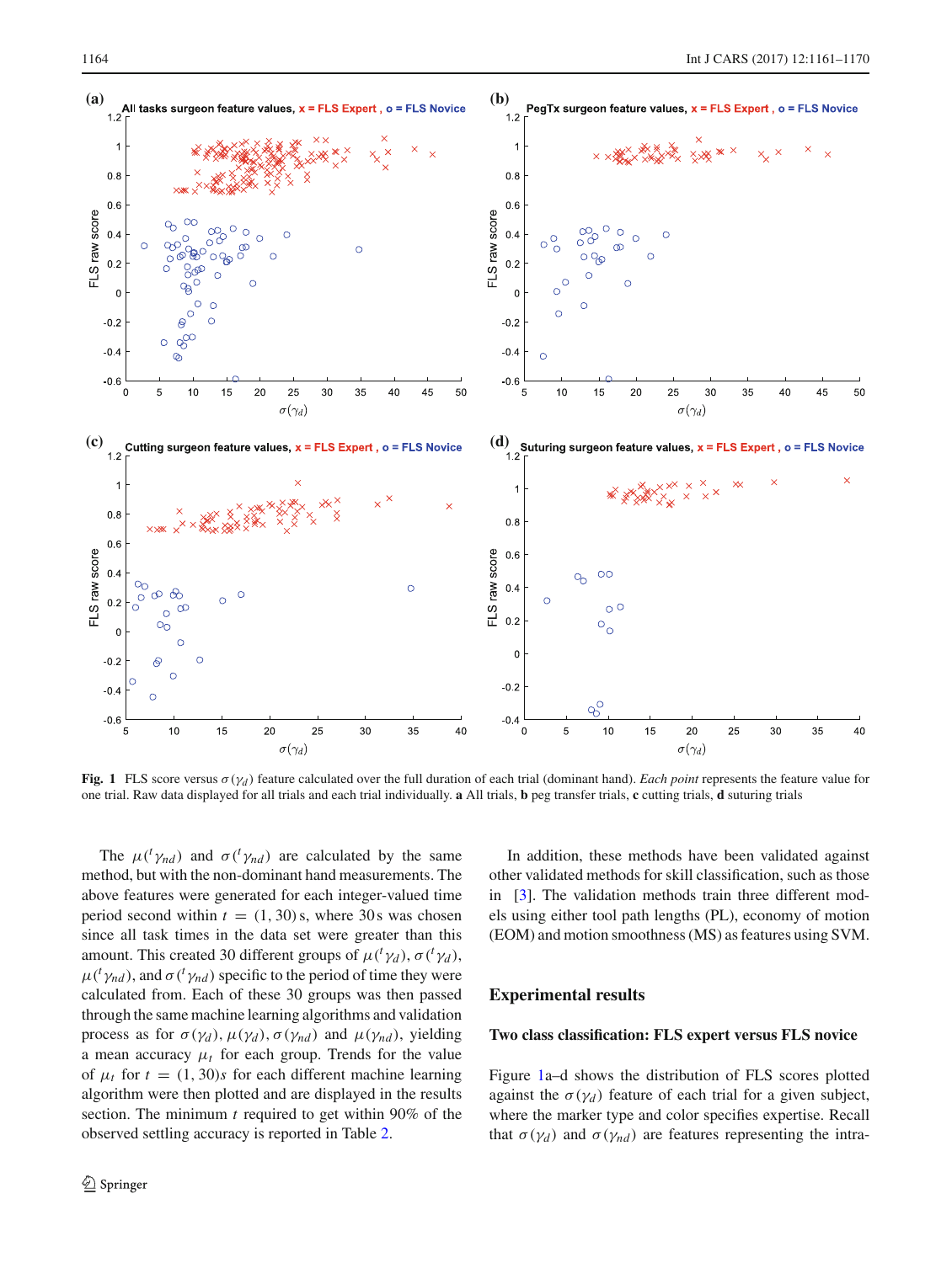**Fig. 1** FLS score versus $\sigma(\gamma_d)$ feature calculated over the full duration of each trial (dominant hand). *Each point* represents the feature value for one trial. Raw data displayed for all trials and each trial individually. **a** All trials, **b** peg transfer trials, **c** cutting trials, **d** suturing trials

The $\mu({}^t\gamma_{nd})$ and $\sigma({}^t\gamma_{nd})$ are calculated by the same method, but with the non-dominant hand measurements. The above features were generated for each integer-valued time period second within $t = (1, 30)$ s, where 30 s was chosen since all task times in the data set were greater than this amount. This created 30 different groups of $\mu({}^t\gamma_d)$, $\sigma({}^t\gamma_d)$, $\mu({}^t\gamma_{nd})$, and $\sigma({}^t\gamma_{nd})$ specific to the period of time they were calculated from. Each of these 30 groups was then passed through the same machine learning algorithms and validation process as for $\sigma(\gamma_d)$, $\mu(\gamma_d)$, $\sigma(\gamma_{nd})$ and $\mu(\gamma_{nd})$, yielding a mean accuracy $\mu_t$ for each group. Trends for the value of $\mu_t$ for $t = (1, 30)s$ for each different machine learning algorithm were then plotted and are displayed in the results section. The minimum $t$ required to get within 90% of the observed settling accuracy is reported in Table 2.

In addition, these methods have been validated against other validated methods for skill classification, such as those in [3]. The validation methods train three different models using either tool path lengths (PL), economy of motion (EOM) and motion smoothness (MS) as features using SVM.

## Experimental results

### Two class classification: FLS expert versus FLS novice

Figure 1a–d shows the distribution of FLS scores plotted against the $\sigma(\gamma_d)$ feature of each trial for a given subject, where the marker type and color specifies expertise. Recall that $\sigma(\gamma_d)$ and $\sigma(\gamma_{nd})$ are features representing the intra-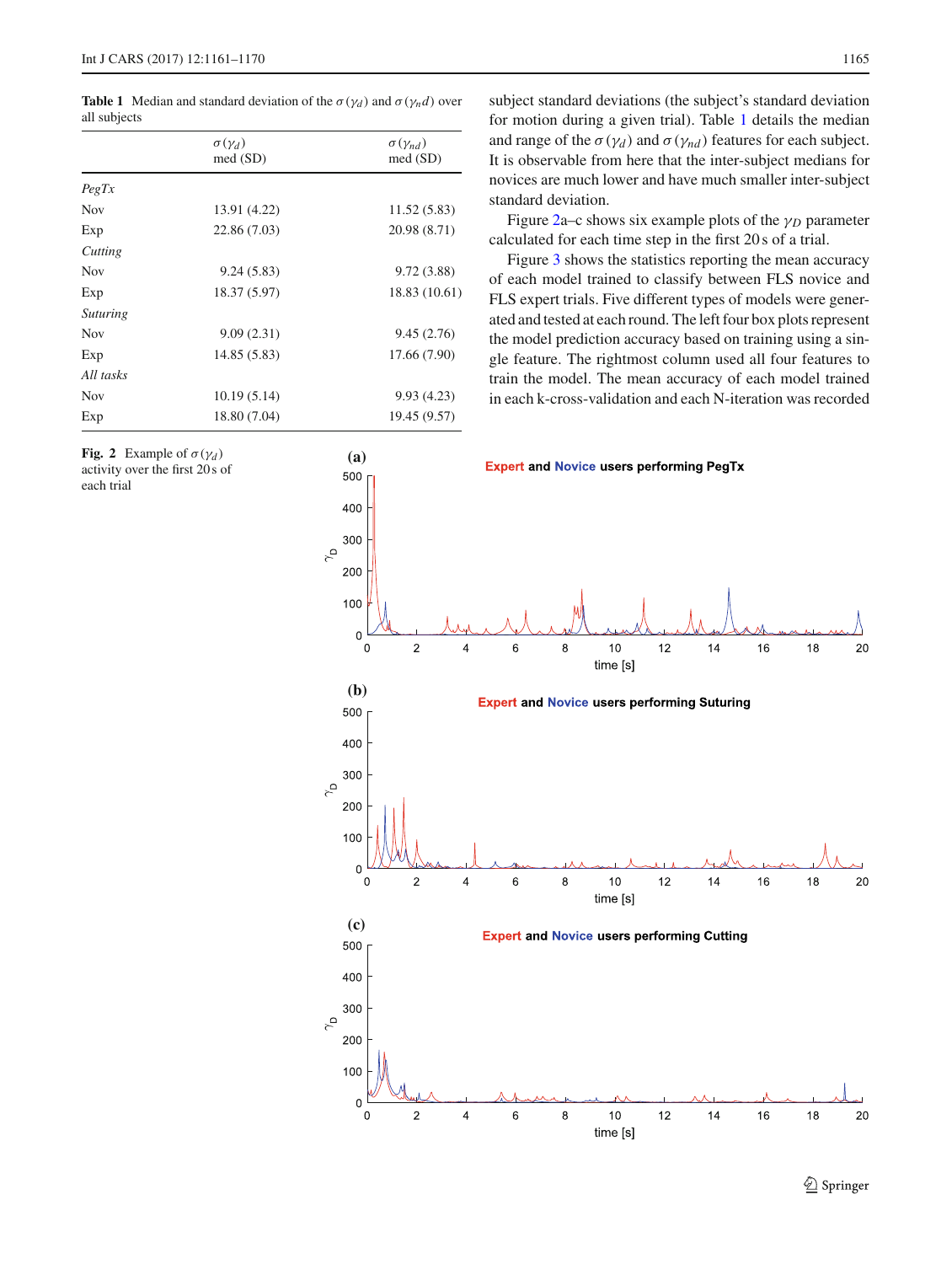**Table 1** Median and standard deviation of the $\sigma(\gamma_d)$ and $\sigma(\gamma_n d)$ over all subjects

| | $\sigma(\gamma_d)$ med (SD) | $\sigma(\gamma_{nd})$ med (SD) |
|---|---|---|
| *PegTx* | | |
| Nov | 13.91 (4.22) | 11.52 (5.83) |
| Exp | 22.86 (7.03) | 20.98 (8.71) |
| *Cutting* | | |
| Nov | 9.24 (5.83) | 9.72 (3.88) |
| Exp | 18.37 (5.97) | 18.83 (10.61) |
| *Suturing* | | |
| Nov | 9.09 (2.31) | 9.45 (2.76) |
| Exp | 14.85 (5.83) | 17.66 (7.90) |
| *All tasks* | | |
| Nov | 10.19 (5.14) | 9.93 (4.23) |
| Exp | 18.80 (7.04) | 19.45 (9.57) |

subject standard deviations (the subject's standard deviation for motion during a given trial). Table 1 details the median and range of the $\sigma(\gamma_d)$ and $\sigma(\gamma_{nd})$ features for each subject. It is observable from here that the inter-subject medians for novices are much lower and have much smaller inter-subject standard deviation.

Figure 2a–c shows six example plots of the $\gamma_D$ parameter calculated for each time step in the first 20 s of a trial.

Figure 3 shows the statistics reporting the mean accuracy of each model trained to classify between FLS novice and FLS expert trials. Five different types of models were generated and tested at each round. The left four box plots represent the model prediction accuracy based on training using a single feature. The rightmost column used all four features to train the model. The mean accuracy of each model trained in each k-cross-validation and each N-iteration was recorded

**Fig. 2** Example of $\sigma(\gamma_d)$ activity over the first 20 s of each trial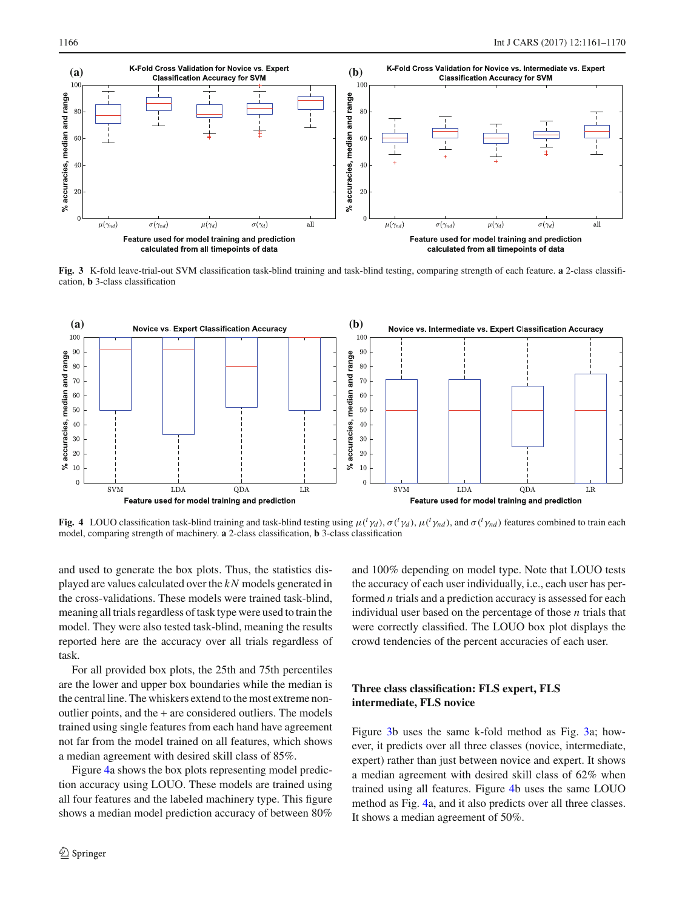Fig. 3 K-fold leave-trial-out SVM classification task-blind training and task-blind testing, comparing strength of each feature. **a** 2-class classification, **b** 3-class classification

Fig. 4 LOUO classification task-blind training and task-blind testing using $\mu({}^t\gamma_d)$, $\sigma({}^t\gamma_d)$, $\mu({}^t\gamma_{nd})$, and $\sigma({}^t\gamma_{nd})$ features combined to train each model, comparing strength of machinery. **a** 2-class classification, **b** 3-class classification

and used to generate the box plots. Thus, the statistics displayed are values calculated over the $kN$ models generated in the cross-validations. These models were trained task-blind, meaning all trials regardless of task type were used to train the model. They were also tested task-blind, meaning the results reported here are the accuracy over all trials regardless of task.

For all provided box plots, the 25th and 75th percentiles are the lower and upper box boundaries while the median is the central line. The whiskers extend to the most extreme non-outlier points, and the + are considered outliers. The models trained using single features from each hand have agreement not far from the model trained on all features, which shows a median agreement with desired skill class of 85%.

Figure 4a shows the box plots representing model prediction accuracy using LOUO. These models are trained using all four features and the labeled machinery type. This figure shows a median model prediction accuracy of between 80% and 100% depending on model type. Note that LOUO tests the accuracy of each user individually, i.e., each user has performed $n$ trials and a prediction accuracy is assessed for each individual user based on the percentage of those $n$ trials that were correctly classified. The LOUO box plot displays the crowd tendencies of the percent accuracies of each user.

## Three class classification: FLS expert, FLS intermediate, FLS novice

Figure 3b uses the same k-fold method as Fig. 3a; however, it predicts over all three classes (novice, intermediate, expert) rather than just between novice and expert. It shows a median agreement with desired skill class of 62% when trained using all features. Figure 4b uses the same LOUO method as Fig. 4a, and it also predicts over all three classes. It shows a median agreement of 50%.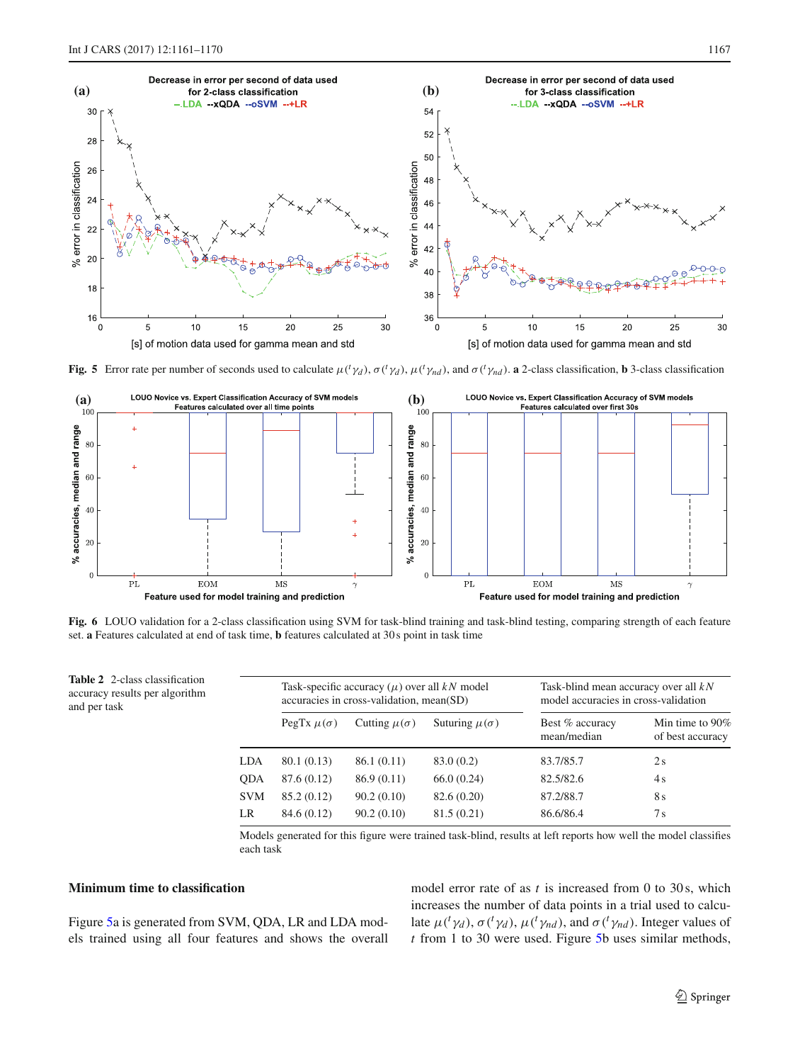**Fig. 5** Error rate per number of seconds used to calculate $\mu({}^t\gamma_d)$, $\sigma({}^t\gamma_d)$, $\mu({}^t\gamma_{nd})$, and $\sigma({}^t\gamma_{nd})$. **a** 2-class classification, **b** 3-class classification

**Fig. 6** LOUO validation for a 2-class classification using SVM for task-blind training and task-blind testing, comparing strength of each feature set. **a** Features calculated at end of task time, **b** features calculated at 30 s point in task time

**Table 2** 2-class classification accuracy results per algorithm and per task

| | Task-specific accuracy ($\mu$) over all $kN$ model accuracies in cross-validation, mean(SD) | | | Task-blind mean accuracy over all $kN$ model accuracies in cross-validation | |
|---|---|---|---|---|---|
| | PegTx $\mu(\sigma)$ | Cutting $\mu(\sigma)$ | Suturing $\mu(\sigma)$ | Best % accuracy mean/median | Min time to 90% of best accuracy |
| LDA | 80.1 (0.13) | 86.1 (0.11) | 83.0 (0.2) | 83.7/85.7 | 2 s |
| QDA | 87.6 (0.12) | 86.9 (0.11) | 66.0 (0.24) | 82.5/82.6 | 4 s |
| SVM | 85.2 (0.12) | 90.2 (0.10) | 82.6 (0.20) | 87.2/88.7 | 8 s |
| LR | 84.6 (0.12) | 90.2 (0.10) | 81.5 (0.21) | 86.6/86.4 | 7 s |

Models generated for this figure were trained task-blind, results at left reports how well the model classifies each task

### Minimum time to classification

Figure 5a is generated from SVM, QDA, LR and LDA models trained using all four features and shows the overall model error rate of as $t$ is increased from 0 to 30 s, which increases the number of data points in a trial used to calculate $\mu({}^t\gamma_d)$, $\sigma({}^t\gamma_d)$, $\mu({}^t\gamma_{nd})$, and $\sigma({}^t\gamma_{nd})$. Integer values of $t$ from 1 to 30 were used. Figure 5b uses similar methods,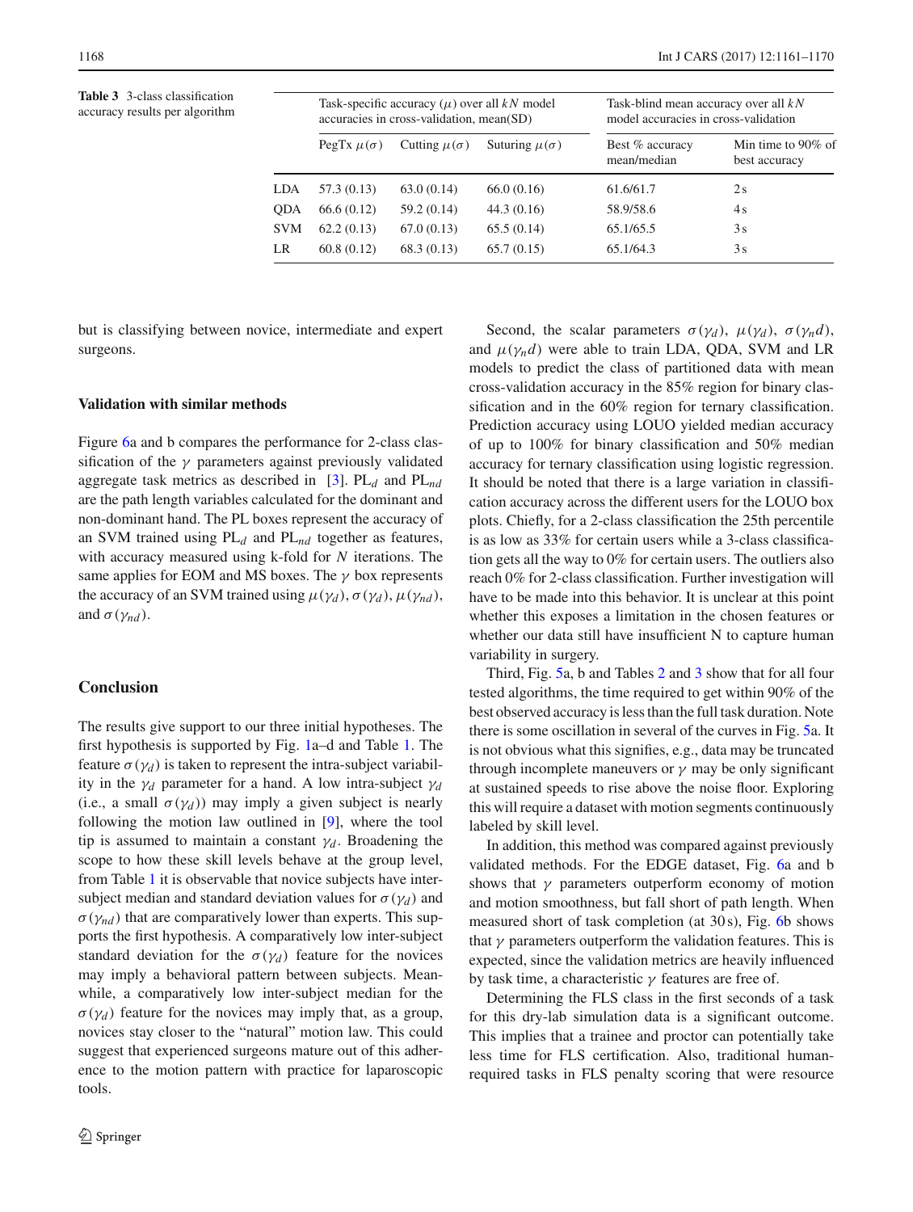**Table 3** 3-class classification accuracy results per algorithm

| | Task-specific accuracy ($\mu$) over all $kN$ model accuracies in cross-validation, mean(SD) | | | Task-blind mean accuracy over all $kN$ model accuracies in cross-validation | |
|---|---|---|---|---|---|
| | PegTx $\mu(\sigma)$ | Cutting $\mu(\sigma)$ | Suturing $\mu(\sigma)$ | Best % accuracy mean/median | Min time to 90% of best accuracy |
| LDA | 57.3 (0.13) | 63.0 (0.14) | 66.0 (0.16) | 61.6/61.7 | 2 s |
| QDA | 66.6 (0.12) | 59.2 (0.14) | 44.3 (0.16) | 58.9/58.6 | 4 s |
| SVM | 62.2 (0.13) | 67.0 (0.13) | 65.5 (0.14) | 65.1/65.5 | 3 s |
| LR | 60.8 (0.12) | 68.3 (0.13) | 65.7 (0.15) | 65.1/64.3 | 3 s |

but is classifying between novice, intermediate and expert surgeons.

### Validation with similar methods

Figure 6a and b compares the performance for 2-class classification of the $\gamma$ parameters against previously validated aggregate task metrics as described in [3]. $PL_d$ and $PL_{nd}$ are the path length variables calculated for the dominant and non-dominant hand. The PL boxes represent the accuracy of an SVM trained using $PL_d$ and $PL_{nd}$ together as features, with accuracy measured using k-fold for $N$ iterations. The same applies for EOM and MS boxes. The $\gamma$ box represents the accuracy of an SVM trained using $\mu(\gamma_d), \sigma(\gamma_d), \mu(\gamma_{nd})$, and $\sigma(\gamma_{nd})$.

## Conclusion

The results give support to our three initial hypotheses. The first hypothesis is supported by Fig. 1a–d and Table 1. The feature $\sigma(\gamma_d)$ is taken to represent the intra-subject variability in the $\gamma_d$ parameter for a hand. A low intra-subject $\gamma_d$ (i.e., a small $\sigma(\gamma_d)$) may imply a given subject is nearly following the motion law outlined in [9], where the tool tip is assumed to maintain a constant $\gamma_d$. Broadening the scope to how these skill levels behave at the group level, from Table 1 it is observable that novice subjects have inter-subject median and standard deviation values for $\sigma(\gamma_d)$ and $\sigma(\gamma_{nd})$ that are comparatively lower than experts. This supports the first hypothesis. A comparatively low inter-subject standard deviation for the $\sigma(\gamma_d)$ feature for the novices may imply a behavioral pattern between subjects. Meanwhile, a comparatively low inter-subject median for the $\sigma(\gamma_d)$ feature for the novices may imply that, as a group, novices stay closer to the "natural" motion law. This could suggest that experienced surgeons mature out of this adherence to the motion pattern with practice for laparoscopic tools.

Second, the scalar parameters $\sigma(\gamma_d)$, $\mu(\gamma_d)$, $\sigma(\gamma_n d)$, and $\mu(\gamma_n d)$ were able to train LDA, QDA, SVM and LR models to predict the class of partitioned data with mean cross-validation accuracy in the 85% region for binary classification and in the 60% region for ternary classification. Prediction accuracy using LOUO yielded median accuracy of up to 100% for binary classification and 50% median accuracy for ternary classification using logistic regression. It should be noted that there is a large variation in classification accuracy across the different users for the LOUO box plots. Chiefly, for a 2-class classification the 25th percentile is as low as 33% for certain users while a 3-class classification gets all the way to 0% for certain users. The outliers also reach 0% for 2-class classification. Further investigation will have to be made into this behavior. It is unclear at this point whether this exposes a limitation in the chosen features or whether our data still have insufficient N to capture human variability in surgery.

Third, Fig. 5a, b and Tables 2 and 3 show that for all four tested algorithms, the time required to get within 90% of the best observed accuracy is less than the full task duration. Note there is some oscillation in several of the curves in Fig. 5a. It is not obvious what this signifies, e.g., data may be truncated through incomplete maneuvers or $\gamma$ may be only significant at sustained speeds to rise above the noise floor. Exploring this will require a dataset with motion segments continuously labeled by skill level.

In addition, this method was compared against previously validated methods. For the EDGE dataset, Fig. 6a and b shows that $\gamma$ parameters outperform economy of motion and motion smoothness, but fall short of path length. When measured short of task completion (at 30 s), Fig. 6b shows that $\gamma$ parameters outperform the validation features. This is expected, since the validation metrics are heavily influenced by task time, a characteristic $\gamma$ features are free of.

Determining the FLS class in the first seconds of a task for this dry-lab simulation data is a significant outcome. This implies that a trainee and proctor can potentially take less time for FLS certification. Also, traditional human-required tasks in FLS penalty scoring that were resource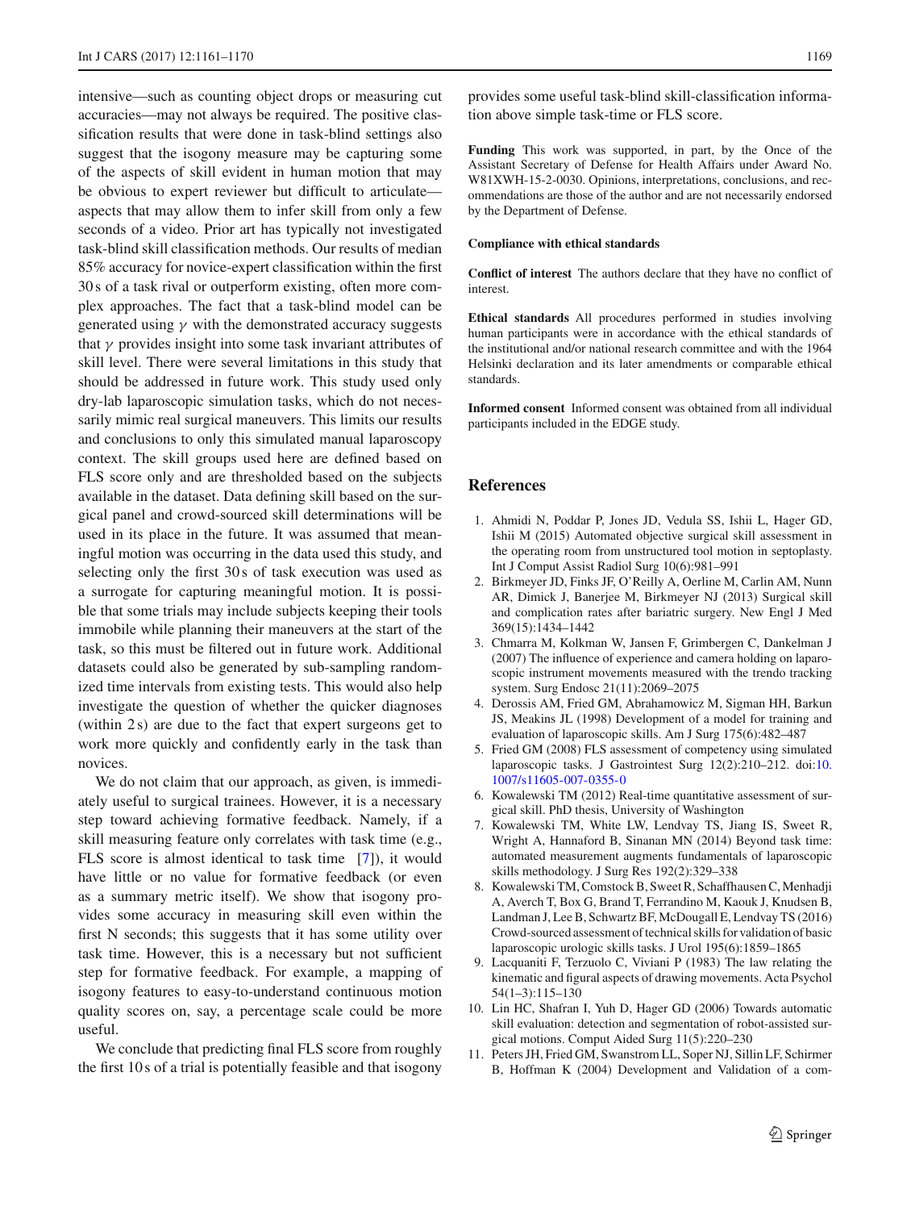intensive—such as counting object drops or measuring cut accuracies—may not always be required. The positive classification results that were done in task-blind settings also suggest that the isogony measure may be capturing some of the aspects of skill evident in human motion that may be obvious to expert reviewer but difficult to articulate—aspects that may allow them to infer skill from only a few seconds of a video. Prior art has typically not investigated task-blind skill classification methods. Our results of median 85% accuracy for novice-expert classification within the first 30 s of a task rival or outperform existing, often more complex approaches. The fact that a task-blind model can be generated using $\gamma$ with the demonstrated accuracy suggests that $\gamma$ provides insight into some task invariant attributes of skill level. There were several limitations in this study that should be addressed in future work. This study used only dry-lab laparoscopic simulation tasks, which do not necessarily mimic real surgical maneuvers. This limits our results and conclusions to only this simulated manual laparoscopy context. The skill groups used here are defined based on FLS score only and are thresholded based on the subjects available in the dataset. Data defining skill based on the surgical panel and crowd-sourced skill determinations will be used in its place in the future. It was assumed that meaningful motion was occurring in the data used this study, and selecting only the first 30 s of task execution was used as a surrogate for capturing meaningful motion. It is possible that some trials may include subjects keeping their tools immobile while planning their maneuvers at the start of the task, so this must be filtered out in future work. Additional datasets could also be generated by sub-sampling randomized time intervals from existing tests. This would also help investigate the question of whether the quicker diagnoses (within 2 s) are due to the fact that expert surgeons get to work more quickly and confidently early in the task than novices.

We do not claim that our approach, as given, is immediately useful to surgical trainees. However, it is a necessary step toward achieving formative feedback. Namely, if a skill measuring feature only correlates with task time (e.g., FLS score is almost identical to task time [7]), it would have little or no value for formative feedback (or even as a summary metric itself). We show that isogony provides some accuracy in measuring skill even within the first N seconds; this suggests that it has some utility over task time. However, this is a necessary but not sufficient step for formative feedback. For example, a mapping of isogony features to easy-to-understand continuous motion quality scores on, say, a percentage scale could be more useful.

We conclude that predicting final FLS score from roughly the first 10 s of a trial is potentially feasible and that isogony provides some useful task-blind skill-classification information above simple task-time or FLS score.

**Funding** This work was supported, in part, by the Once of the Assistant Secretary of Defense for Health Affairs under Award No. W81XWH-15-2-0030. Opinions, interpretations, conclusions, and recommendations are those of the author and are not necessarily endorsed by the Department of Defense.

**Compliance with ethical standards**

**Conflict of interest** The authors declare that they have no conflict of interest.

**Ethical standards** All procedures performed in studies involving human participants were in accordance with the ethical standards of the institutional and/or national research committee and with the 1964 Helsinki declaration and its later amendments or comparable ethical standards.

**Informed consent** Informed consent was obtained from all individual participants included in the EDGE study.

## References

1. Ahmidi N, Poddar P, Jones JD, Vedula SS, Ishii L, Hager GD, Ishii M (2015) Automated objective surgical skill assessment in the operating room from unstructured tool motion in septoplasty. Int J Comput Assist Radiol Surg 10(6):981–991
2. Birkmeyer JD, Finks JF, O'Reilly A, Oerline M, Carlin AM, Nunn AR, Dimick J, Banerjee M, Birkmeyer NJ (2013) Surgical skill and complication rates after bariatric surgery. New Engl J Med 369(15):1434–1442
3. Chmarra M, Kolkman W, Jansen F, Grimbergen C, Dankelman J (2007) The influence of experience and camera holding on laparoscopic instrument movements measured with the trendo tracking system. Surg Endosc 21(11):2069–2075
4. Derossis AM, Fried GM, Abrahamowicz M, Sigman HH, Barkun JS, Meakins JL (1998) Development of a model for training and evaluation of laparoscopic skills. Am J Surg 175(6):482–487
5. Fried GM (2008) FLS assessment of competency using simulated laparoscopic tasks. J Gastrointest Surg 12(2):210–212. doi:10.1007/s11605-007-0355-0
6. Kowalewski TM (2012) Real-time quantitative assessment of surgical skill. PhD thesis, University of Washington
7. Kowalewski TM, White LW, Lendvay TS, Jiang IS, Sweet R, Wright A, Hannaford B, Sinanan MN (2014) Beyond task time: automated measurement augments fundamentals of laparoscopic skills methodology. J Surg Res 192(2):329–338
8. Kowalewski TM, Comstock B, Sweet R, Schaffhausen C, Menhadji A, Averch T, Box G, Brand T, Ferrandino M, Kaouk J, Knudsen B, Landman J, Lee B, Schwartz BF, McDougall E, Lendvay TS (2016) Crowd-sourced assessment of technical skills for validation of basic laparoscopic urologic skills tasks. J Urol 195(6):1859–1865
9. Lacquaniti F, Terzuolo C, Viviani P (1983) The law relating the kinematic and figural aspects of drawing movements. Acta Psychol 54(1–3):115–130
10. Lin HC, Shafran I, Yuh D, Hager GD (2006) Towards automatic skill evaluation: detection and segmentation of robot-assisted surgical motions. Comput Aided Surg 11(5):220–230
11. Peters JH, Fried GM, Swanstrom LL, Soper NJ, Sillin LF, Schirmer B, Hoffman K (2004) Development and Validation of a com-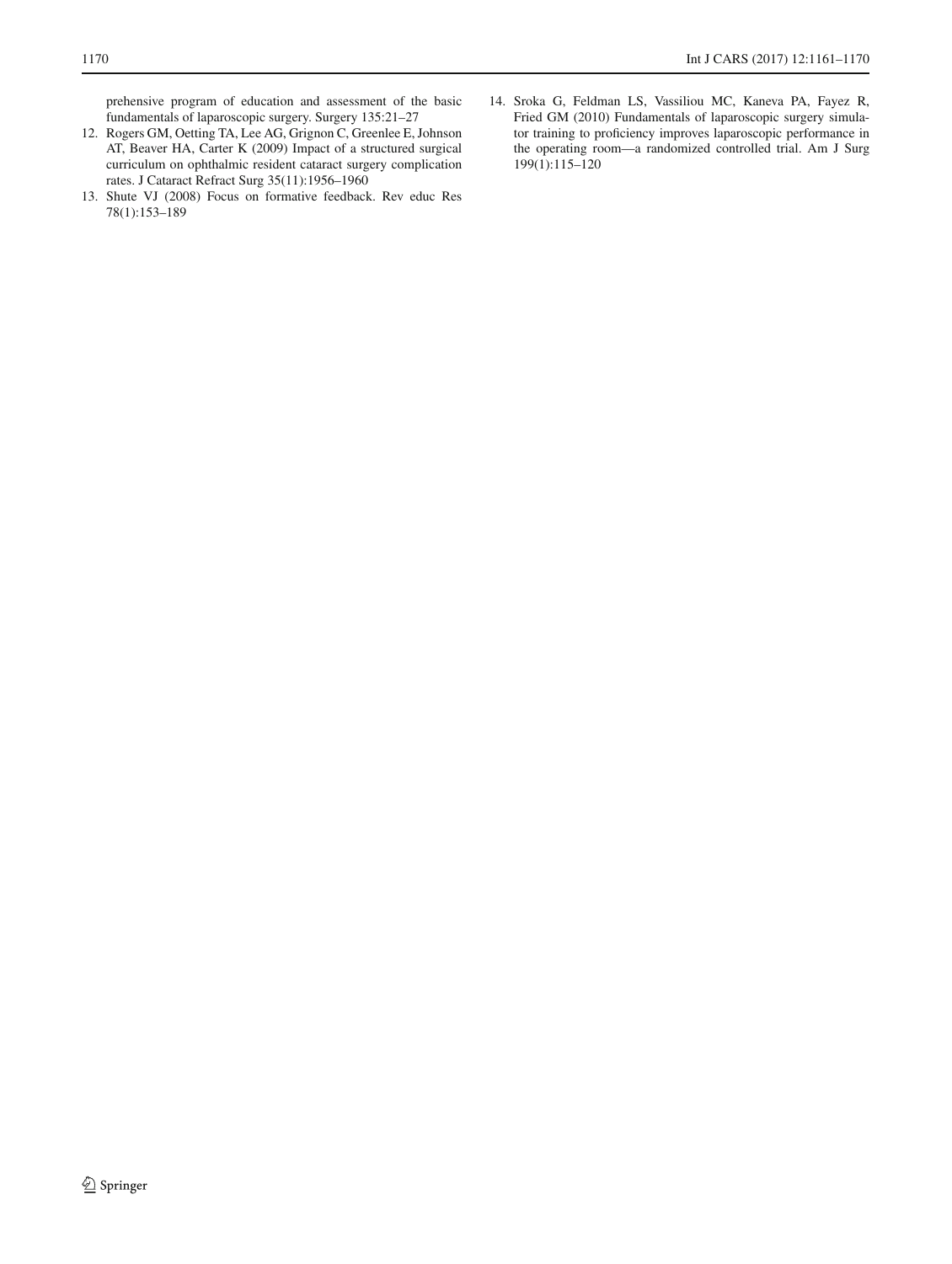prehensive program of education and assessment of the basic fundamentals of laparoscopic surgery. Surgery 135:21–27

12. Rogers GM, Oetting TA, Lee AG, Grignon C, Greenlee E, Johnson AT, Beaver HA, Carter K (2009) Impact of a structured surgical curriculum on ophthalmic resident cataract surgery complication rates. J Cataract Refract Surg 35(11):1956–1960
13. Shute VJ (2008) Focus on formative feedback. Rev educ Res 78(1):153–189
14. Sroka G, Feldman LS, Vassiliou MC, Kaneva PA, Fayez R, Fried GM (2010) Fundamentals of laparoscopic surgery simulator training to proficiency improves laparoscopic performance in the operating room—a randomized controlled trial. Am J Surg 199(1):115–120